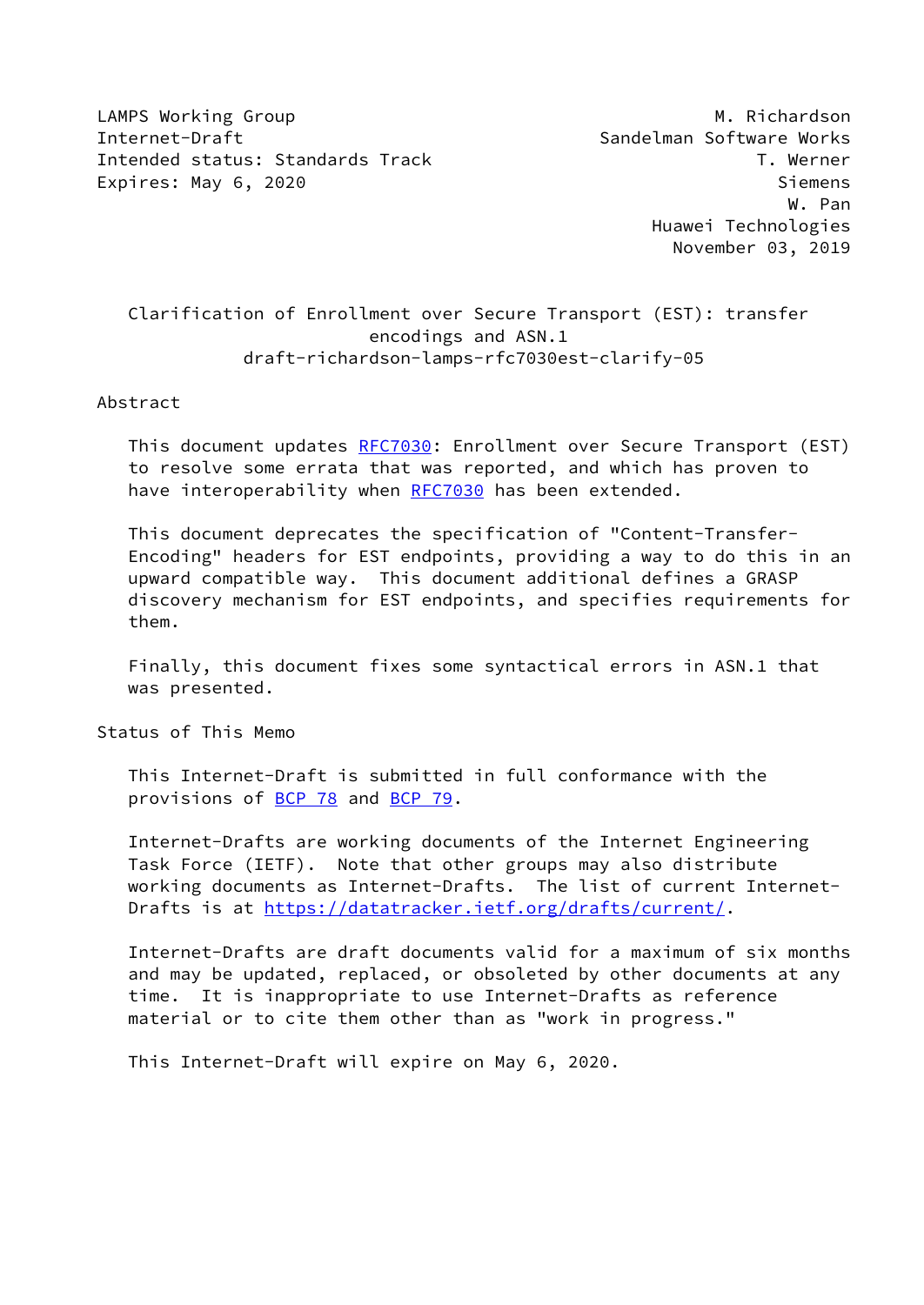LAMPS Working Group M. Richardson
Internet-Draft Sandelman Software Works
Intended status: Standards Track T. Werner
Expires: May 6, 2020 Siemens
W. Pan
Huawei Technologies
November 03, 2019

# Clarification of Enrollment over Secure Transport (EST): transfer encodings and ASN.1
draft-richardson-lamps-rfc7030est-clarify-05

## Abstract

This document updates RFC7030: Enrollment over Secure Transport (EST) to resolve some errata that was reported, and which has proven to have interoperability when RFC7030 has been extended.

This document deprecates the specification of "Content-Transfer-Encoding" headers for EST endpoints, providing a way to do this in an upward compatible way. This document additional defines a GRASP discovery mechanism for EST endpoints, and specifies requirements for them.

Finally, this document fixes some syntactical errors in ASN.1 that was presented.

## Status of This Memo

This Internet-Draft is submitted in full conformance with the provisions of BCP 78 and BCP 79.

Internet-Drafts are working documents of the Internet Engineering Task Force (IETF). Note that other groups may also distribute working documents as Internet-Drafts. The list of current Internet-Drafts is at https://datatracker.ietf.org/drafts/current/.

Internet-Drafts are draft documents valid for a maximum of six months and may be updated, replaced, or obsoleted by other documents at any time. It is inappropriate to use Internet-Drafts as reference material or to cite them other than as "work in progress."

This Internet-Draft will expire on May 6, 2020.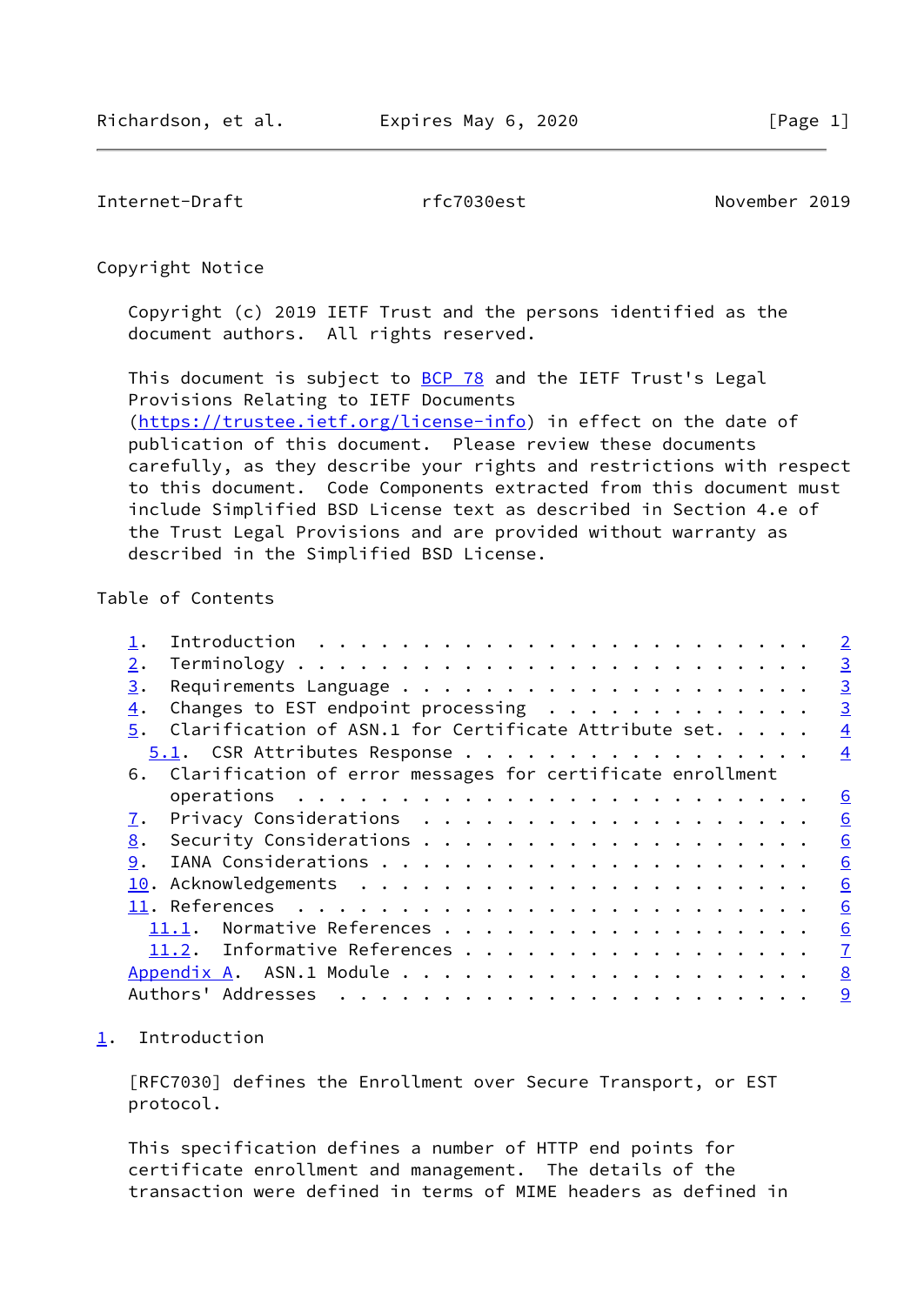## Copyright Notice

Copyright (c) 2019 IETF Trust and the persons identified as the document authors. All rights reserved.

This document is subject to BCP 78 and the IETF Trust's Legal Provisions Relating to IETF Documents (https://trustee.ietf.org/license-info) in effect on the date of publication of this document. Please review these documents carefully, as they describe your rights and restrictions with respect to this document. Code Components extracted from this document must include Simplified BSD License text as described in Section 4.e of the Trust Legal Provisions and are provided without warranty as described in the Simplified BSD License.

## Table of Contents

```
   1.  Introduction  . . . . . . . . . . . . . . . . . . . . . . . .   2
   2.  Terminology . . . . . . . . . . . . . . . . . . . . . . . . .   3
   3.  Requirements Language . . . . . . . . . . . . . . . . . . . .   3
   4.  Changes to EST endpoint processing  . . . . . . . . . . . . .   3
   5.  Clarification of ASN.1 for Certificate Attribute set. . . . .   4
     5.1.  CSR Attributes Response . . . . . . . . . . . . . . . . .   4
   6.  Clarification of error messages for certificate enrollment
       operations  . . . . . . . . . . . . . . . . . . . . . . . . .   6
   7.  Privacy Considerations  . . . . . . . . . . . . . . . . . . .   6
   8.  Security Considerations . . . . . . . . . . . . . . . . . . .   6
   9.  IANA Considerations . . . . . . . . . . . . . . . . . . . . .   6
   10. Acknowledgements  . . . . . . . . . . . . . . . . . . . . . .   6
   11. References  . . . . . . . . . . . . . . . . . . . . . . . . .   6
     11.1.  Normative References . . . . . . . . . . . . . . . . . .   6
     11.2.  Informative References . . . . . . . . . . . . . . . . .   7
   Appendix A.  ASN.1 Module . . . . . . . . . . . . . . . . . . . .   8
   Authors' Addresses  . . . . . . . . . . . . . . . . . . . . . . .   9
```

## 1. Introduction

[RFC7030] defines the Enrollment over Secure Transport, or EST protocol.

This specification defines a number of HTTP end points for certificate enrollment and management. The details of the transaction were defined in terms of MIME headers as defined in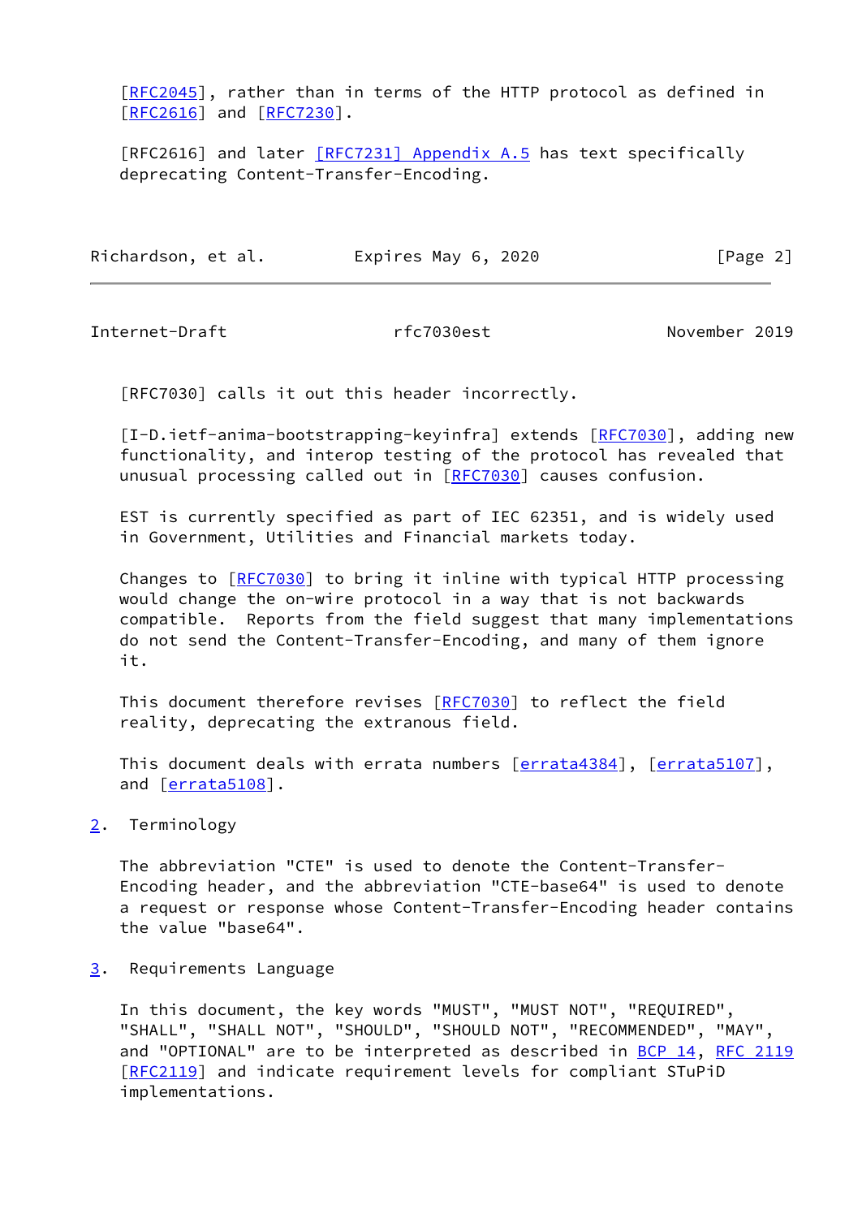[RFC2045], rather than in terms of the HTTP protocol as defined in [RFC2616] and [RFC7230].

[RFC2616] and later [RFC7231] Appendix A.5 has text specifically deprecating Content-Transfer-Encoding.

[RFC7030] calls it out this header incorrectly.

[I-D.ietf-anima-bootstrapping-keyinfra] extends [RFC7030], adding new functionality, and interop testing of the protocol has revealed that unusual processing called out in [RFC7030] causes confusion.

EST is currently specified as part of IEC 62351, and is widely used in Government, Utilities and Financial markets today.

Changes to [RFC7030] to bring it inline with typical HTTP processing would change the on-wire protocol in a way that is not backwards compatible. Reports from the field suggest that many implementations do not send the Content-Transfer-Encoding, and many of them ignore it.

This document therefore revises [RFC7030] to reflect the field reality, deprecating the extranous field.

This document deals with errata numbers [errata4384], [errata5107], and [errata5108].

## 2. Terminology

The abbreviation "CTE" is used to denote the Content-Transfer-Encoding header, and the abbreviation "CTE-base64" is used to denote a request or response whose Content-Transfer-Encoding header contains the value "base64".

## 3. Requirements Language

In this document, the key words "MUST", "MUST NOT", "REQUIRED", "SHALL", "SHALL NOT", "SHOULD", "SHOULD NOT", "RECOMMENDED", "MAY", and "OPTIONAL" are to be interpreted as described in BCP 14, RFC 2119 [RFC2119] and indicate requirement levels for compliant STuPiD implementations.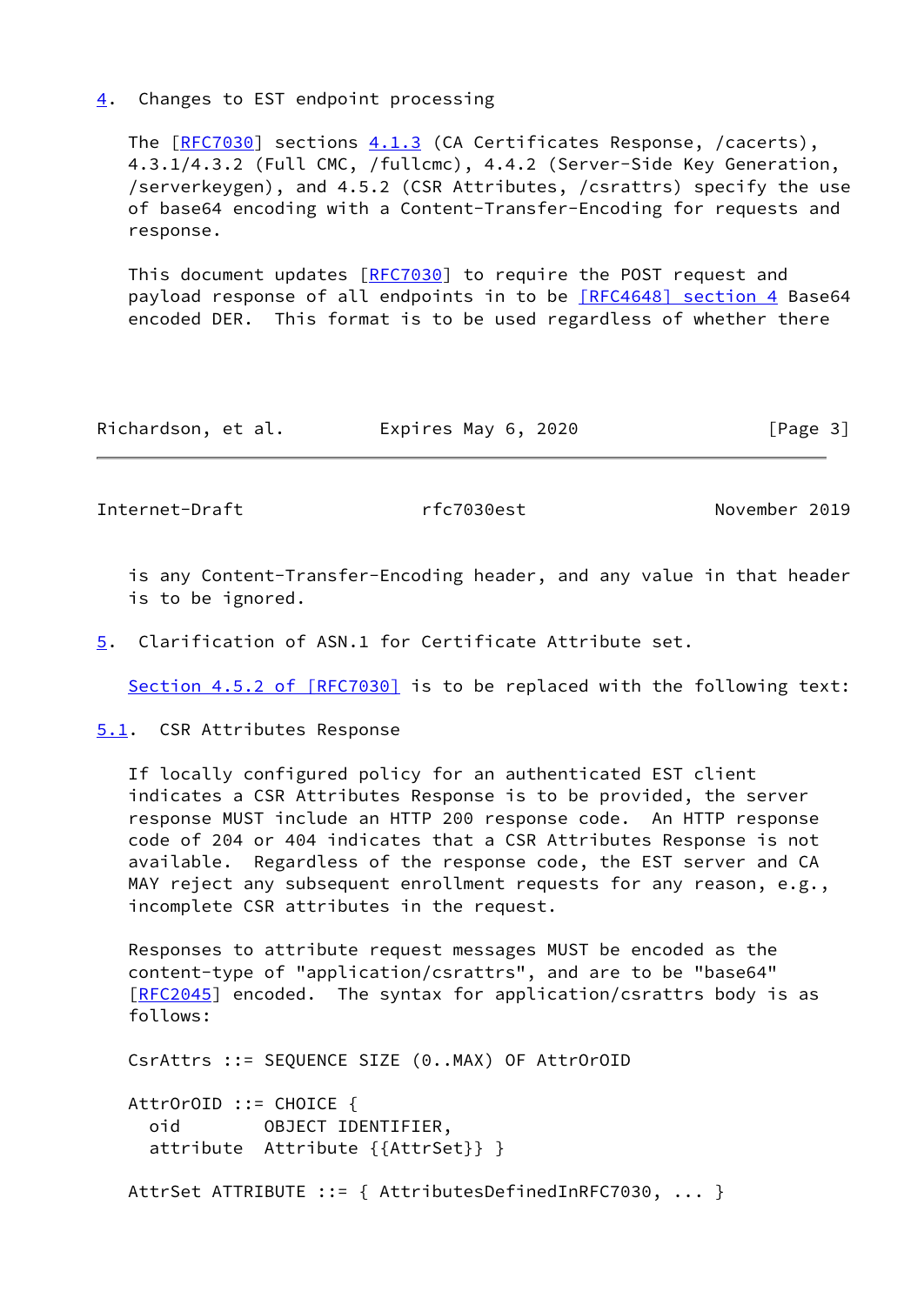## 4. Changes to EST endpoint processing

The [RFC7030] sections 4.1.3 (CA Certificates Response, /cacerts), 4.3.1/4.3.2 (Full CMC, /fullcmc), 4.4.2 (Server-Side Key Generation, /serverkeygen), and 4.5.2 (CSR Attributes, /csrattrs) specify the use of base64 encoding with a Content-Transfer-Encoding for requests and response.

This document updates [RFC7030] to require the POST request and payload response of all endpoints in to be [RFC4648] section 4 Base64 encoded DER. This format is to be used regardless of whether there is any Content-Transfer-Encoding header, and any value in that header is to be ignored.

## 5. Clarification of ASN.1 for Certificate Attribute set.

Section 4.5.2 of [RFC7030] is to be replaced with the following text:

### 5.1. CSR Attributes Response

If locally configured policy for an authenticated EST client indicates a CSR Attributes Response is to be provided, the server response MUST include an HTTP 200 response code. An HTTP response code of 204 or 404 indicates that a CSR Attributes Response is not available. Regardless of the response code, the EST server and CA MAY reject any subsequent enrollment requests for any reason, e.g., incomplete CSR attributes in the request.

Responses to attribute request messages MUST be encoded as the content-type of "application/csrattrs", and are to be "base64" [RFC2045] encoded. The syntax for application/csrattrs body is as follows:

```
CsrAttrs ::= SEQUENCE SIZE (0..MAX) OF AttrOrOID

AttrOrOID ::= CHOICE {
  oid        OBJECT IDENTIFIER,
  attribute  Attribute {{AttrSet}} }

AttrSet ATTRIBUTE ::= { AttributesDefinedInRFC7030, ... }
```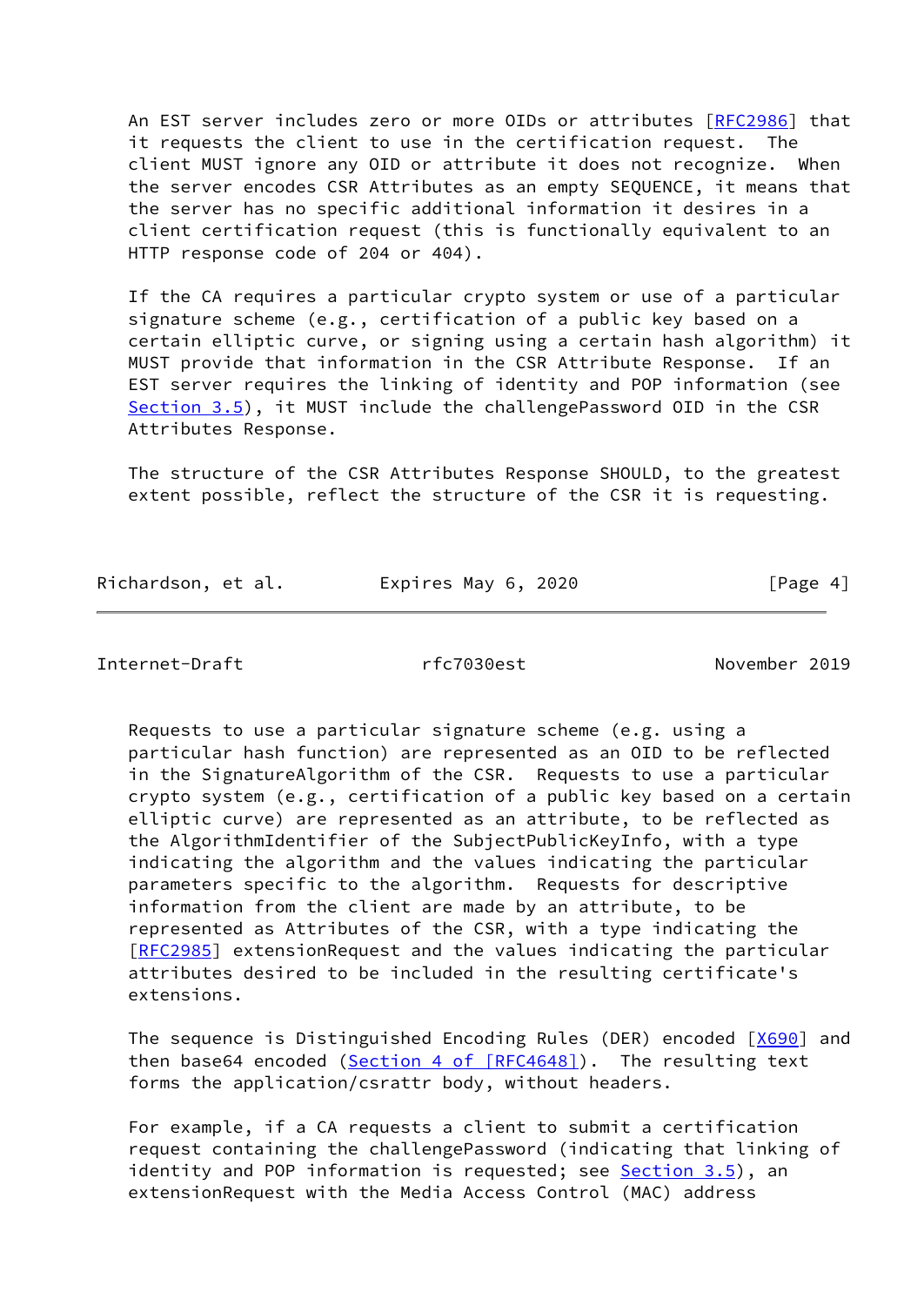An EST server includes zero or more OIDs or attributes [RFC2986] that it requests the client to use in the certification request. The client MUST ignore any OID or attribute it does not recognize. When the server encodes CSR Attributes as an empty SEQUENCE, it means that the server has no specific additional information it desires in a client certification request (this is functionally equivalent to an HTTP response code of 204 or 404).

If the CA requires a particular crypto system or use of a particular signature scheme (e.g., certification of a public key based on a certain elliptic curve, or signing using a certain hash algorithm) it MUST provide that information in the CSR Attribute Response. If an EST server requires the linking of identity and POP information (see Section 3.5), it MUST include the challengePassword OID in the CSR Attributes Response.

The structure of the CSR Attributes Response SHOULD, to the greatest extent possible, reflect the structure of the CSR it is requesting.

Requests to use a particular signature scheme (e.g. using a particular hash function) are represented as an OID to be reflected in the SignatureAlgorithm of the CSR. Requests to use a particular crypto system (e.g., certification of a public key based on a certain elliptic curve) are represented as an attribute, to be reflected as the AlgorithmIdentifier of the SubjectPublicKeyInfo, with a type indicating the algorithm and the values indicating the particular parameters specific to the algorithm. Requests for descriptive information from the client are made by an attribute, to be represented as Attributes of the CSR, with a type indicating the [RFC2985] extensionRequest and the values indicating the particular attributes desired to be included in the resulting certificate's extensions.

The sequence is Distinguished Encoding Rules (DER) encoded [X690] and then base64 encoded (Section 4 of [RFC4648]). The resulting text forms the application/csrattr body, without headers.

For example, if a CA requests a client to submit a certification request containing the challengePassword (indicating that linking of identity and POP information is requested; see Section 3.5), an extensionRequest with the Media Access Control (MAC) address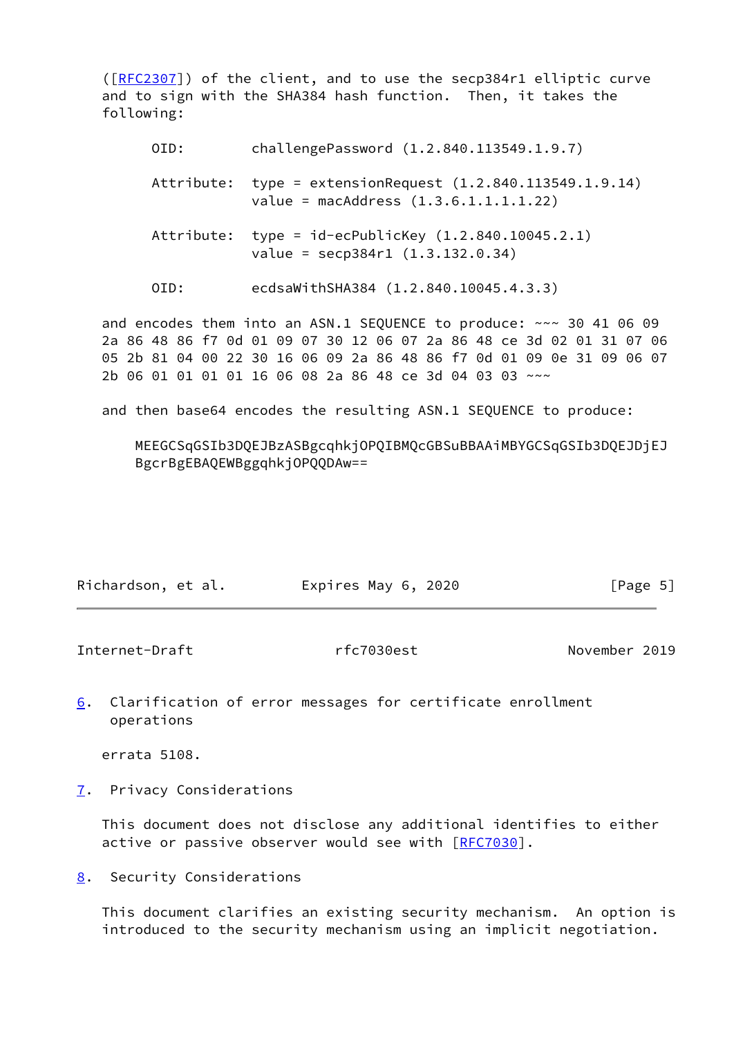([RFC2307]) of the client, and to use the secp384r1 elliptic curve and to sign with the SHA384 hash function. Then, it takes the following:

```
OID:        challengePassword (1.2.840.113549.1.9.7)

Attribute:  type = extensionRequest (1.2.840.113549.1.9.14)
            value = macAddress (1.3.6.1.1.1.1.22)

Attribute:  type = id-ecPublicKey (1.2.840.10045.2.1)
            value = secp384r1 (1.3.132.0.34)

OID:        ecdsaWithSHA384 (1.2.840.10045.4.3.3)
```

and encodes them into an ASN.1 SEQUENCE to produce: ~~~ 30 41 06 09 2a 86 48 86 f7 0d 01 09 07 30 12 06 07 2a 86 48 ce 3d 02 01 31 07 06 05 2b 81 04 00 22 30 16 06 09 2a 86 48 86 f7 0d 01 09 0e 31 09 06 07 2b 06 01 01 01 01 16 06 08 2a 86 48 ce 3d 04 03 03 ~~~

and then base64 encodes the resulting ASN.1 SEQUENCE to produce:

```
MEEGCSqGSIb3DQEJBzASBgcqhkjOPQIBMQcGBSuBBAAiMBYGCSqGSIb3DQEJDjEJ
BgcrBgEBAQEWBggqhkjOPQQDAw==
```

## 6. Clarification of error messages for certificate enrollment operations

errata 5108.

## 7. Privacy Considerations

This document does not disclose any additional identifies to either active or passive observer would see with [RFC7030].

## 8. Security Considerations

This document clarifies an existing security mechanism. An option is introduced to the security mechanism using an implicit negotiation.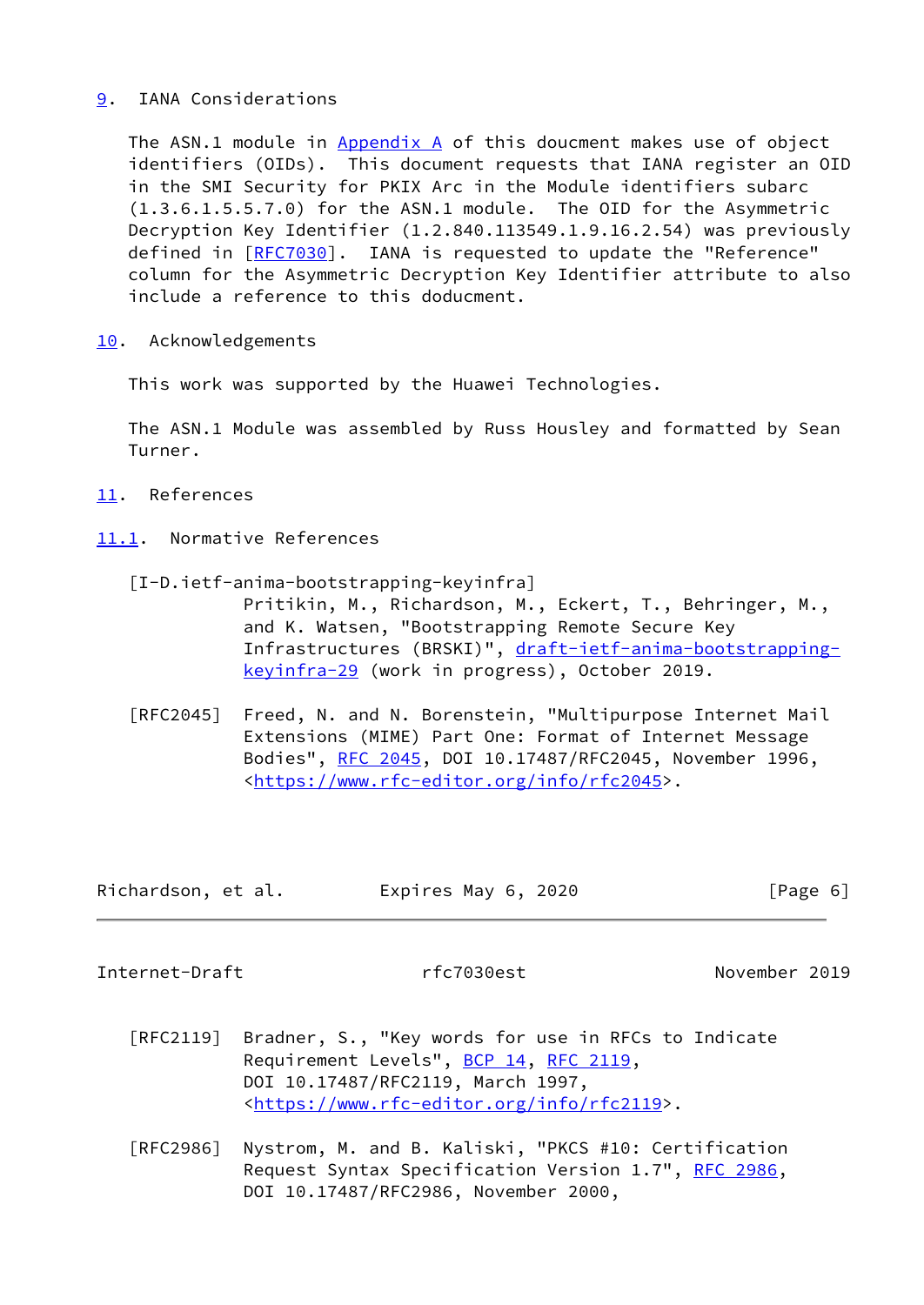## 9. IANA Considerations

The ASN.1 module in Appendix A of this doucment makes use of object identifiers (OIDs). This document requests that IANA register an OID in the SMI Security for PKIX Arc in the Module identifiers subarc (1.3.6.1.5.5.7.0) for the ASN.1 module. The OID for the Asymmetric Decryption Key Identifier (1.2.840.113549.1.9.16.2.54) was previously defined in [RFC7030]. IANA is requested to update the "Reference" column for the Asymmetric Decryption Key Identifier attribute to also include a reference to this doducment.

## 10. Acknowledgements

This work was supported by the Huawei Technologies.

The ASN.1 Module was assembled by Russ Housley and formatted by Sean Turner.

## 11. References

### 11.1. Normative References

[I-D.ietf-anima-bootstrapping-keyinfra]
Pritikin, M., Richardson, M., Eckert, T., Behringer, M., and K. Watsen, "Bootstrapping Remote Secure Key Infrastructures (BRSKI)", draft-ietf-anima-bootstrapping-keyinfra-29 (work in progress), October 2019.

[RFC2045] Freed, N. and N. Borenstein, "Multipurpose Internet Mail Extensions (MIME) Part One: Format of Internet Message Bodies", RFC 2045, DOI 10.17487/RFC2045, November 1996, <https://www.rfc-editor.org/info/rfc2045>.

[RFC2119] Bradner, S., "Key words for use in RFCs to Indicate Requirement Levels", BCP 14, RFC 2119, DOI 10.17487/RFC2119, March 1997, <https://www.rfc-editor.org/info/rfc2119>.

[RFC2986] Nystrom, M. and B. Kaliski, "PKCS #10: Certification Request Syntax Specification Version 1.7", RFC 2986, DOI 10.17487/RFC2986, November 2000,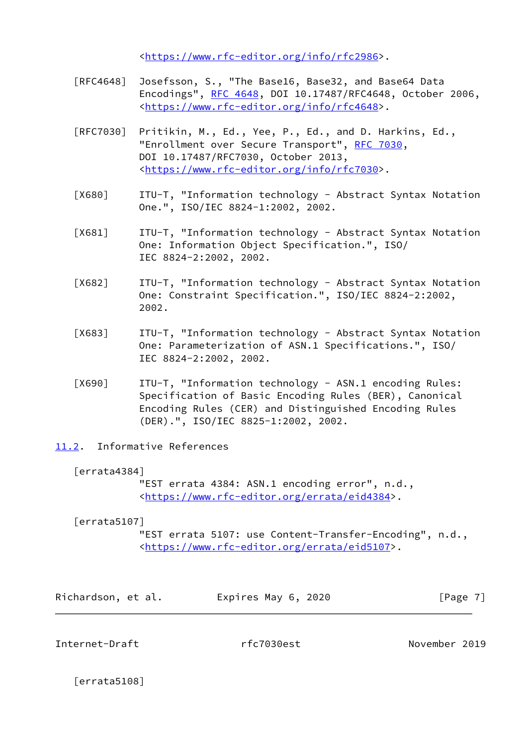<https://www.rfc-editor.org/info/rfc2986>.

[RFC4648] Josefsson, S., "The Base16, Base32, and Base64 Data Encodings", RFC 4648, DOI 10.17487/RFC4648, October 2006, <https://www.rfc-editor.org/info/rfc4648>.

[RFC7030] Pritikin, M., Ed., Yee, P., Ed., and D. Harkins, Ed., "Enrollment over Secure Transport", RFC 7030, DOI 10.17487/RFC7030, October 2013, <https://www.rfc-editor.org/info/rfc7030>.

[X680] ITU-T, "Information technology - Abstract Syntax Notation One.", ISO/IEC 8824-1:2002, 2002.

[X681] ITU-T, "Information technology - Abstract Syntax Notation One: Information Object Specification.", ISO/IEC 8824-2:2002, 2002.

[X682] ITU-T, "Information technology - Abstract Syntax Notation One: Constraint Specification.", ISO/IEC 8824-2:2002, 2002.

[X683] ITU-T, "Information technology - Abstract Syntax Notation One: Parameterization of ASN.1 Specifications.", ISO/IEC 8824-2:2002, 2002.

[X690] ITU-T, "Information technology - ASN.1 encoding Rules: Specification of Basic Encoding Rules (BER), Canonical Encoding Rules (CER) and Distinguished Encoding Rules (DER).", ISO/IEC 8825-1:2002, 2002.

## 11.2. Informative References

[errata4384]
"EST errata 4384: ASN.1 encoding error", n.d., <https://www.rfc-editor.org/errata/eid4384>.

[errata5107]
"EST errata 5107: use Content-Transfer-Encoding", n.d., <https://www.rfc-editor.org/errata/eid5107>.

[errata5108]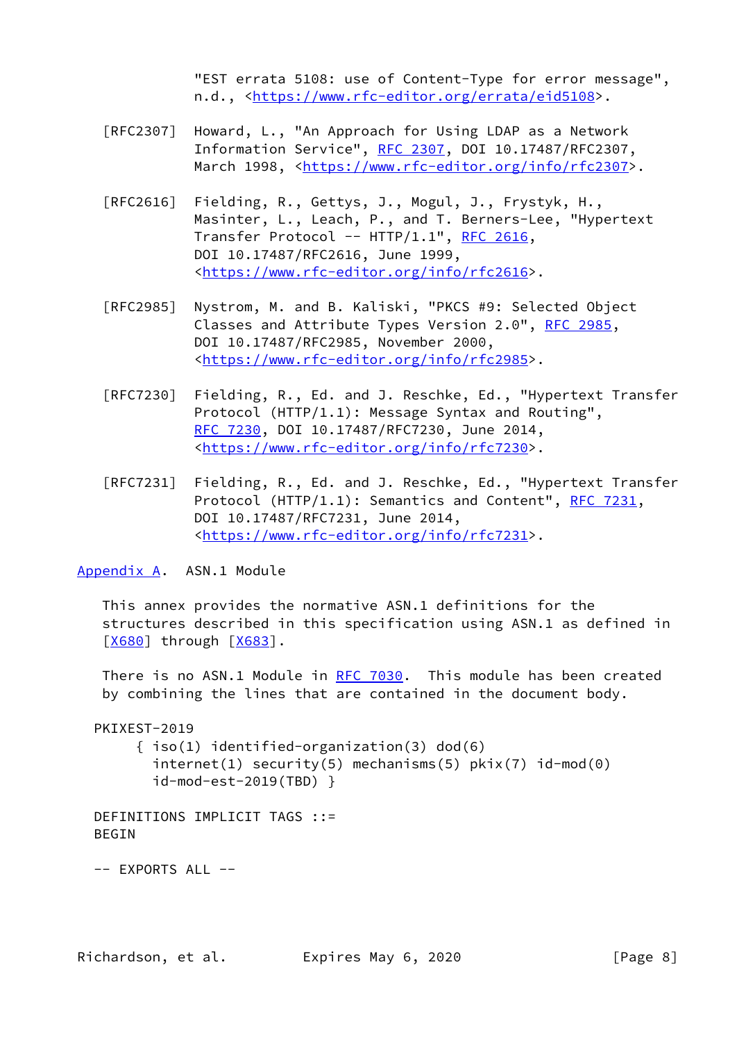"EST errata 5108: use of Content-Type for error message", n.d., <https://www.rfc-editor.org/errata/eid5108>.

[RFC2307] Howard, L., "An Approach for Using LDAP as a Network Information Service", RFC 2307, DOI 10.17487/RFC2307, March 1998, <https://www.rfc-editor.org/info/rfc2307>.

[RFC2616] Fielding, R., Gettys, J., Mogul, J., Frystyk, H., Masinter, L., Leach, P., and T. Berners-Lee, "Hypertext Transfer Protocol -- HTTP/1.1", RFC 2616, DOI 10.17487/RFC2616, June 1999, <https://www.rfc-editor.org/info/rfc2616>.

[RFC2985] Nystrom, M. and B. Kaliski, "PKCS #9: Selected Object Classes and Attribute Types Version 2.0", RFC 2985, DOI 10.17487/RFC2985, November 2000, <https://www.rfc-editor.org/info/rfc2985>.

[RFC7230] Fielding, R., Ed. and J. Reschke, Ed., "Hypertext Transfer Protocol (HTTP/1.1): Message Syntax and Routing", RFC 7230, DOI 10.17487/RFC7230, June 2014, <https://www.rfc-editor.org/info/rfc7230>.

[RFC7231] Fielding, R., Ed. and J. Reschke, Ed., "Hypertext Transfer Protocol (HTTP/1.1): Semantics and Content", RFC 7231, DOI 10.17487/RFC7231, June 2014, <https://www.rfc-editor.org/info/rfc7231>.

## Appendix A. ASN.1 Module

This annex provides the normative ASN.1 definitions for the structures described in this specification using ASN.1 as defined in [X680] through [X683].

There is no ASN.1 Module in RFC 7030. This module has been created by combining the lines that are contained in the document body.

```
PKIXEST-2019
     { iso(1) identified-organization(3) dod(6)
       internet(1) security(5) mechanisms(5) pkix(7) id-mod(0)
       id-mod-est-2019(TBD) }

DEFINITIONS IMPLICIT TAGS ::=
BEGIN

-- EXPORTS ALL --
```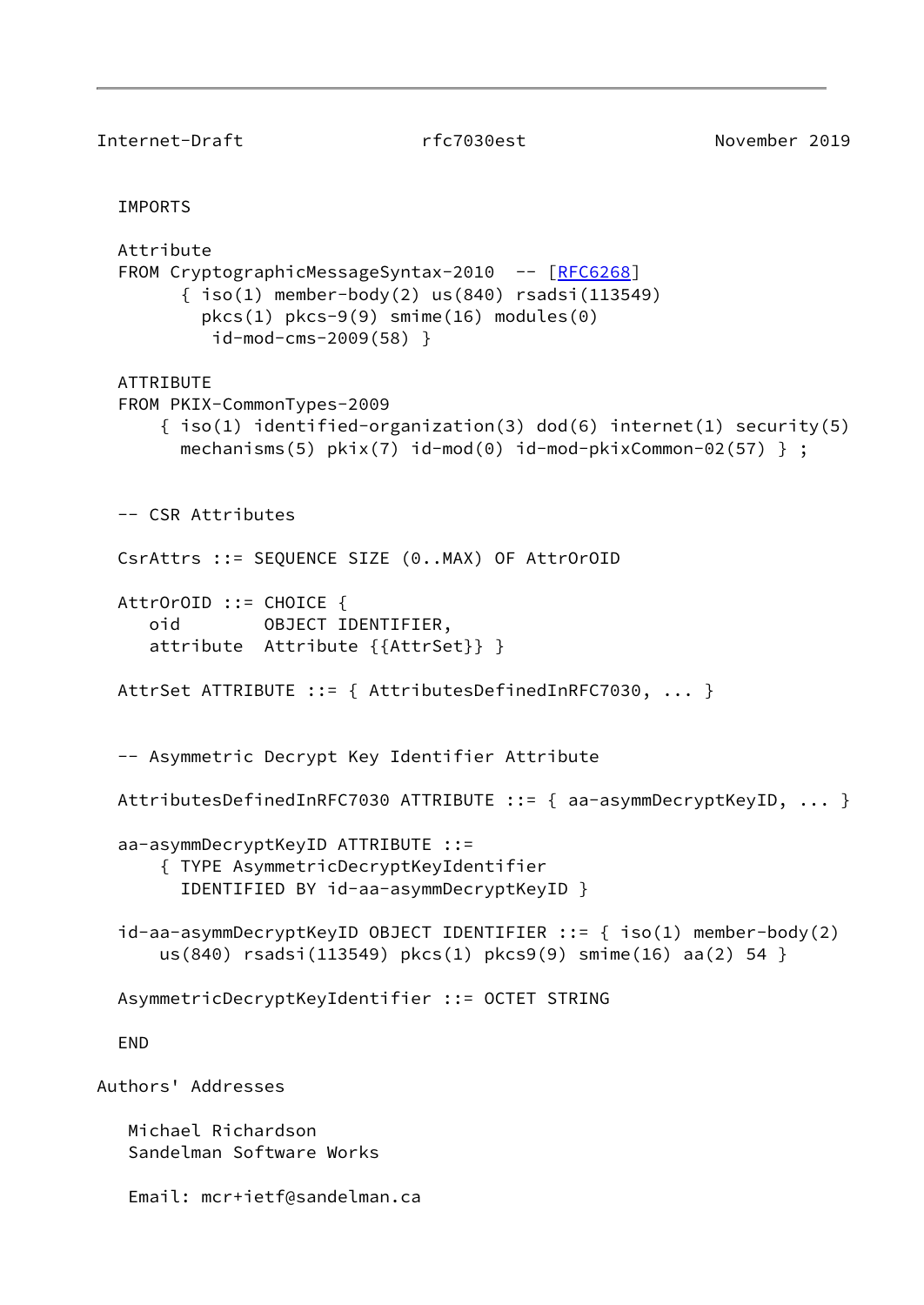```
IMPORTS

Attribute
FROM CryptographicMessageSyntax-2010  -- [RFC6268]
      { iso(1) member-body(2) us(840) rsadsi(113549)
        pkcs(1) pkcs-9(9) smime(16) modules(0)
         id-mod-cms-2009(58) }

ATTRIBUTE
FROM PKIX-CommonTypes-2009
    { iso(1) identified-organization(3) dod(6) internet(1) security(5)
      mechanisms(5) pkix(7) id-mod(0) id-mod-pkixCommon-02(57) } ;


-- CSR Attributes

CsrAttrs ::= SEQUENCE SIZE (0..MAX) OF AttrOrOID

AttrOrOID ::= CHOICE {
   oid        OBJECT IDENTIFIER,
   attribute  Attribute {{AttrSet}} }

AttrSet ATTRIBUTE ::= { AttributesDefinedInRFC7030, ... }


-- Asymmetric Decrypt Key Identifier Attribute

AttributesDefinedInRFC7030 ATTRIBUTE ::= { aa-asymmDecryptKeyID, ... }

aa-asymmDecryptKeyID ATTRIBUTE ::=
    { TYPE AsymmetricDecryptKeyIdentifier
      IDENTIFIED BY id-aa-asymmDecryptKeyID }

id-aa-asymmDecryptKeyID OBJECT IDENTIFIER ::= { iso(1) member-body(2)
    us(840) rsadsi(113549) pkcs(1) pkcs9(9) smime(16) aa(2) 54 }

AsymmetricDecryptKeyIdentifier ::= OCTET STRING

END
```

Authors' Addresses

Michael Richardson
Sandelman Software Works

Email: mcr+ietf@sandelman.ca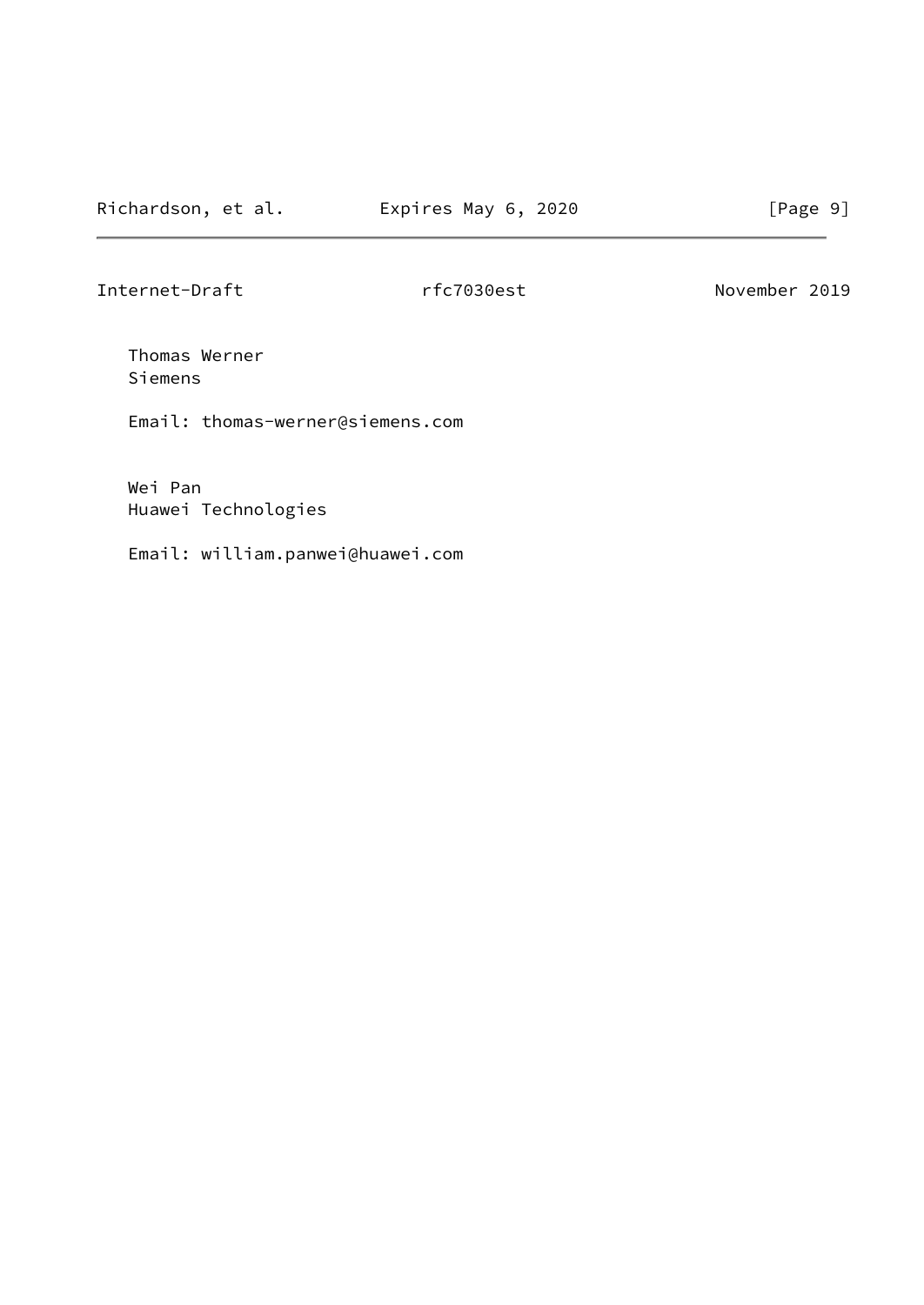Thomas Werner
Siemens

Email: thomas-werner@siemens.com

Wei Pan
Huawei Technologies

Email: william.panwei@huawei.com